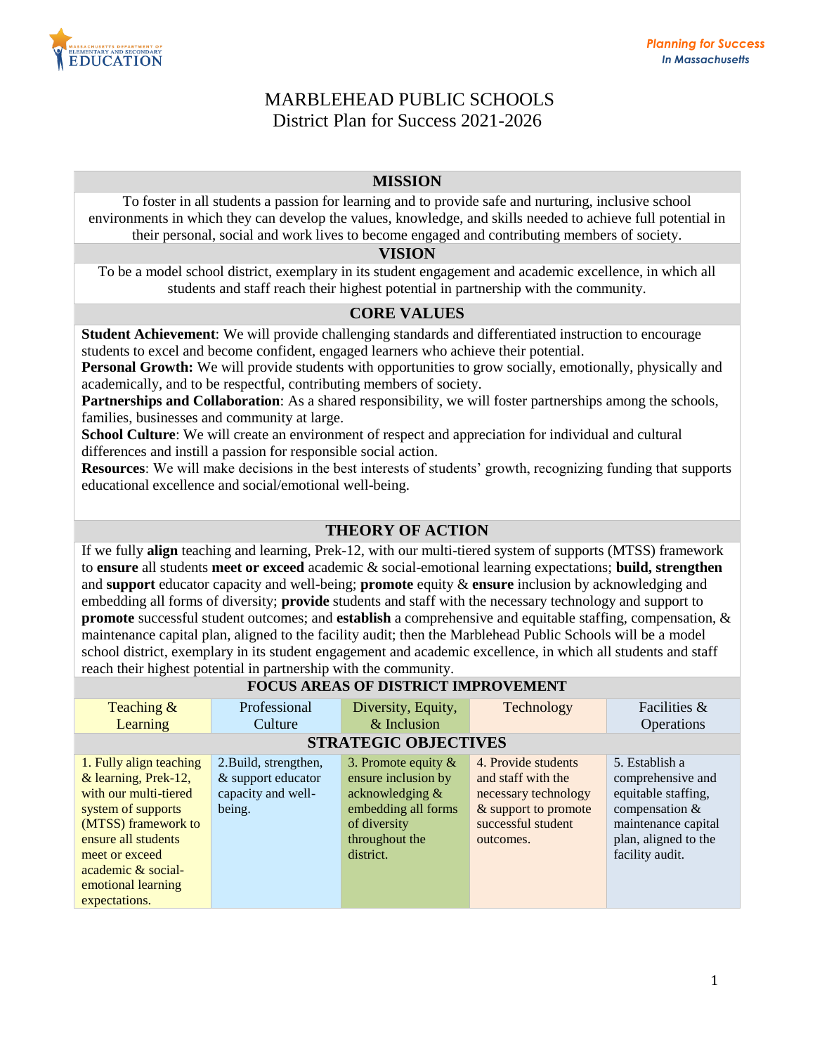# MARBLEHEAD PUBLIC SCHOOLS
## District Plan for Success 2021-2026

## MISSION

To foster in all students a passion for learning and to provide safe and nurturing, inclusive school environments in which they can develop the values, knowledge, and skills needed to achieve full potential in their personal, social and work lives to become engaged and contributing members of society.

## VISION

To be a model school district, exemplary in its student engagement and academic excellence, in which all students and staff reach their highest potential in partnership with the community.

## CORE VALUES

**Student Achievement**: We will provide challenging standards and differentiated instruction to encourage students to excel and become confident, engaged learners who achieve their potential.
**Personal Growth:** We will provide students with opportunities to grow socially, emotionally, physically and academically, and to be respectful, contributing members of society.
**Partnerships and Collaboration**: As a shared responsibility, we will foster partnerships among the schools, families, businesses and community at large.
**School Culture**: We will create an environment of respect and appreciation for individual and cultural differences and instill a passion for responsible social action.
**Resources**: We will make decisions in the best interests of students' growth, recognizing funding that supports educational excellence and social/emotional well-being.

## THEORY OF ACTION

If we fully **align** teaching and learning, Prek-12, with our multi-tiered system of supports (MTSS) framework to **ensure** all students **meet or exceed** academic & social-emotional learning expectations; **build, strengthen** and **support** educator capacity and well-being; **promote** equity & **ensure** inclusion by acknowledging and embedding all forms of diversity; **provide** students and staff with the necessary technology and support to **promote** successful student outcomes; and **establish** a comprehensive and equitable staffing, compensation, & maintenance capital plan, aligned to the facility audit; then the Marblehead Public Schools will be a model school district, exemplary in its student engagement and academic excellence, in which all students and staff reach their highest potential in partnership with the community.

## FOCUS AREAS OF DISTRICT IMPROVEMENT

| Teaching & Learning | Professional Culture | Diversity, Equity, & Inclusion | Technology | Facilities & Operations |
|---|---|---|---|---|
| **STRATEGIC OBJECTIVES** | | | | |
| 1. Fully align teaching & learning, Prek-12, with our multi-tiered system of supports (MTSS) framework to ensure all students meet or exceed academic & social-emotional learning expectations. | 2.Build, strengthen, & support educator capacity and well-being. | 3. Promote equity & ensure inclusion by acknowledging & embedding all forms of diversity throughout the district. | 4. Provide students and staff with the necessary technology & support to promote successful student outcomes. | 5. Establish a comprehensive and equitable staffing, compensation & maintenance capital plan, aligned to the facility audit. |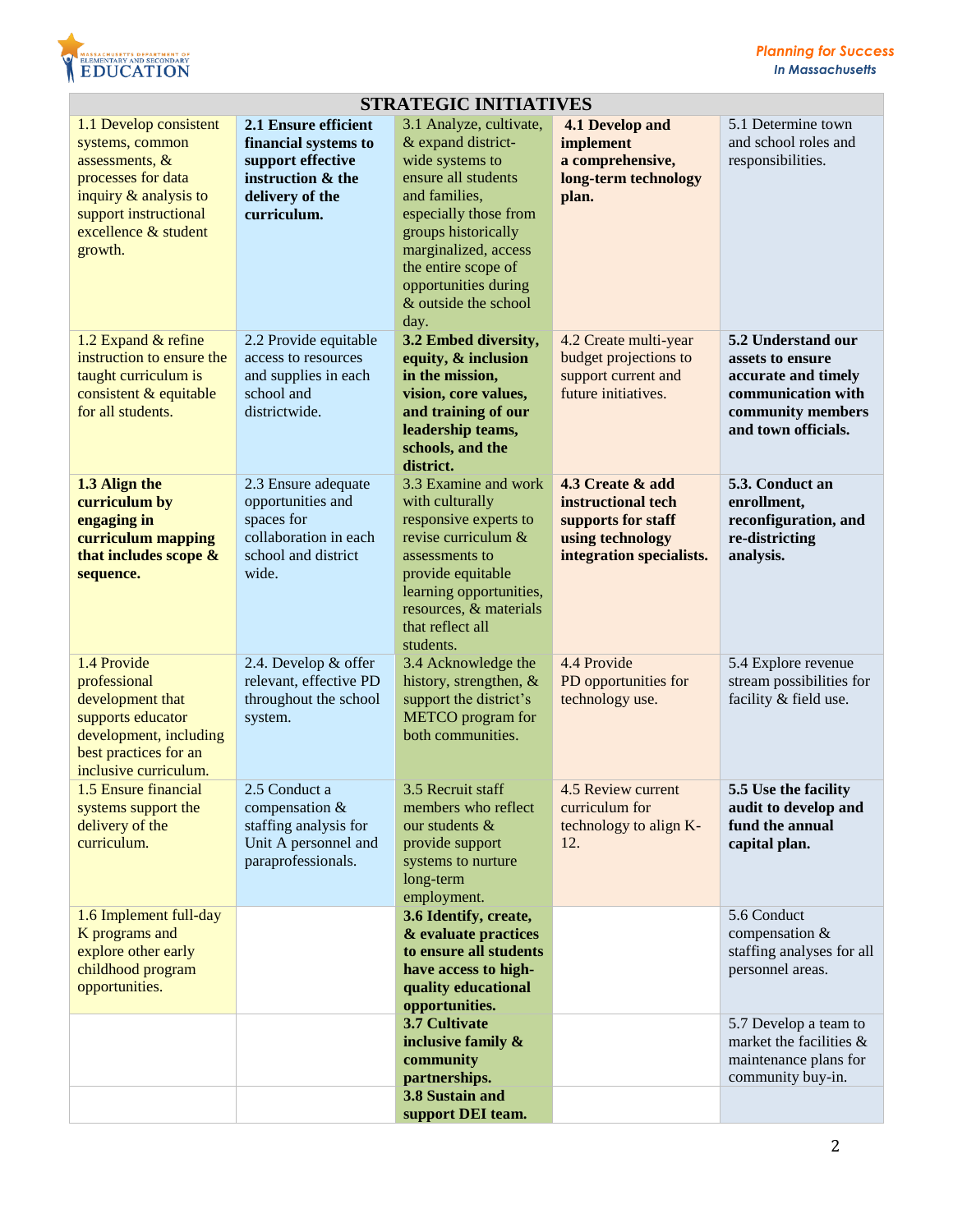| STRATEGIC INITIATIVES | | | | |
|---|---|---|---|---|
| 1.1 Develop consistent systems, common assessments, & processes for data inquiry & analysis to support instructional excellence & student growth. | **2.1 Ensure efficient financial systems to support effective instruction & the delivery of the curriculum.** | 3.1 Analyze, cultivate, & expand district-wide systems to ensure all students and families, especially those from groups historically marginalized, access the entire scope of opportunities during & outside the school day. | **4.1 Develop and implement a comprehensive, long-term technology plan.** | 5.1 Determine town and school roles and responsibilities. |
| 1.2 Expand & refine instruction to ensure the taught curriculum is consistent & equitable for all students. | 2.2 Provide equitable access to resources and supplies in each school and districtwide. | **3.2 Embed diversity, equity, & inclusion in the mission, vision, core values, and training of our leadership teams, schools, and the district.** | 4.2 Create multi-year budget projections to support current and future initiatives. | **5.2 Understand our assets to ensure accurate and timely communication with community members and town officials.** |
| **1.3 Align the curriculum by engaging in curriculum mapping that includes scope & sequence.** | 2.3 Ensure adequate opportunities and spaces for collaboration in each school and district wide. | 3.3 Examine and work with culturally responsive experts to revise curriculum & assessments to provide equitable learning opportunities, resources, & materials that reflect all students. | **4.3 Create & add instructional tech supports for staff using technology integration specialists.** | **5.3. Conduct an enrollment, reconfiguration, and re-districting analysis.** |
| 1.4 Provide professional development that supports educator development, including best practices for an inclusive curriculum. | 2.4. Develop & offer relevant, effective PD throughout the school system. | 3.4 Acknowledge the history, strengthen, & support the district's METCO program for both communities. | 4.4 Provide PD opportunities for technology use. | 5.4 Explore revenue stream possibilities for facility & field use. |
| 1.5 Ensure financial systems support the delivery of the curriculum. | 2.5 Conduct a compensation & staffing analysis for Unit A personnel and paraprofessionals. | 3.5 Recruit staff members who reflect our students & provide support systems to nurture long-term employment. | 4.5 Review current curriculum for technology to align K-12. | **5.5 Use the facility audit to develop and fund the annual capital plan.** |
| 1.6 Implement full-day K programs and explore other early childhood program opportunities. | | **3.6 Identify, create, & evaluate practices to ensure all students have access to high-quality educational opportunities.** | | 5.6 Conduct compensation & staffing analyses for all personnel areas. |
| | | **3.7 Cultivate inclusive family & community partnerships.** | | 5.7 Develop a team to market the facilities & maintenance plans for community buy-in. |
| | | **3.8 Sustain and support DEI team.** | | |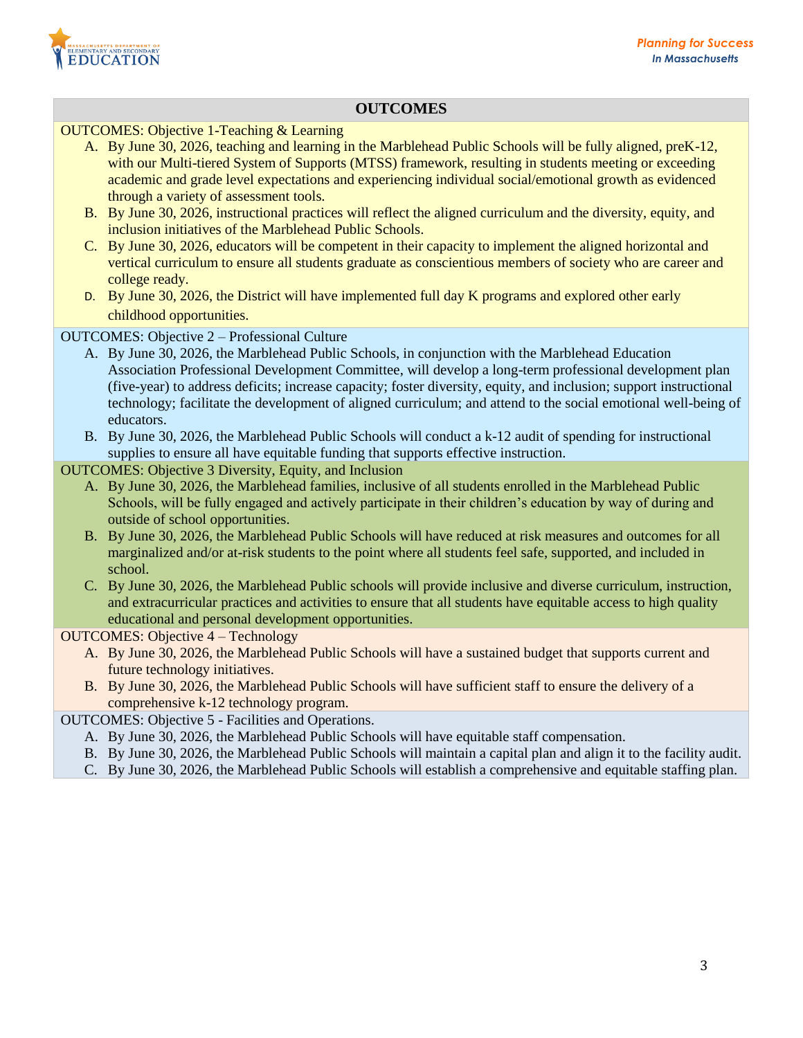## OUTCOMES

OUTCOMES: Objective 1-Teaching & Learning

A. By June 30, 2026, teaching and learning in the Marblehead Public Schools will be fully aligned, preK-12, with our Multi-tiered System of Supports (MTSS) framework, resulting in students meeting or exceeding academic and grade level expectations and experiencing individual social/emotional growth as evidenced through a variety of assessment tools.
B. By June 30, 2026, instructional practices will reflect the aligned curriculum and the diversity, equity, and inclusion initiatives of the Marblehead Public Schools.
C. By June 30, 2026, educators will be competent in their capacity to implement the aligned horizontal and vertical curriculum to ensure all students graduate as conscientious members of society who are career and college ready.
D. By June 30, 2026, the District will have implemented full day K programs and explored other early childhood opportunities.

OUTCOMES: Objective 2 – Professional Culture

A. By June 30, 2026, the Marblehead Public Schools, in conjunction with the Marblehead Education Association Professional Development Committee, will develop a long-term professional development plan (five-year) to address deficits; increase capacity; foster diversity, equity, and inclusion; support instructional technology; facilitate the development of aligned curriculum; and attend to the social emotional well-being of educators.
B. By June 30, 2026, the Marblehead Public Schools will conduct a k-12 audit of spending for instructional supplies to ensure all have equitable funding that supports effective instruction.

OUTCOMES: Objective 3 Diversity, Equity, and Inclusion

A. By June 30, 2026, the Marblehead families, inclusive of all students enrolled in the Marblehead Public Schools, will be fully engaged and actively participate in their children's education by way of during and outside of school opportunities.
B. By June 30, 2026, the Marblehead Public Schools will have reduced at risk measures and outcomes for all marginalized and/or at-risk students to the point where all students feel safe, supported, and included in school.
C. By June 30, 2026, the Marblehead Public schools will provide inclusive and diverse curriculum, instruction, and extracurricular practices and activities to ensure that all students have equitable access to high quality educational and personal development opportunities.

OUTCOMES: Objective 4 – Technology

A. By June 30, 2026, the Marblehead Public Schools will have a sustained budget that supports current and future technology initiatives.
B. By June 30, 2026, the Marblehead Public Schools will have sufficient staff to ensure the delivery of a comprehensive k-12 technology program.

OUTCOMES: Objective 5 - Facilities and Operations.

A. By June 30, 2026, the Marblehead Public Schools will have equitable staff compensation.
B. By June 30, 2026, the Marblehead Public Schools will maintain a capital plan and align it to the facility audit.
C. By June 30, 2026, the Marblehead Public Schools will establish a comprehensive and equitable staffing plan.